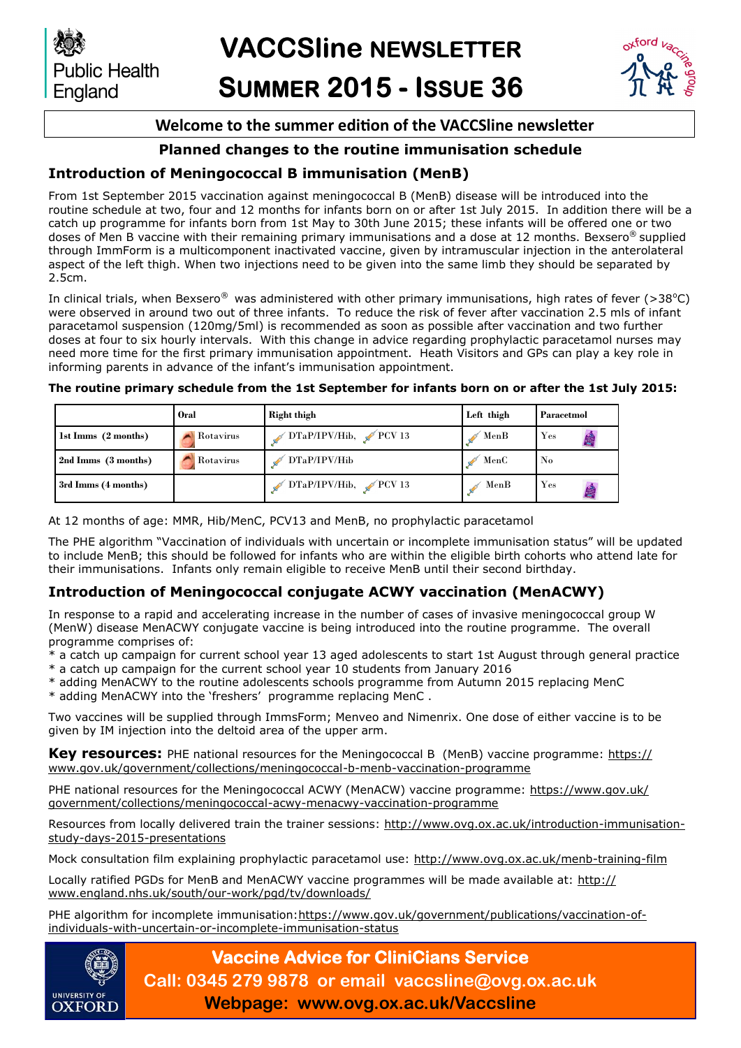# VACCSline NEWSLETTER
# SUMMER 2015 - ISSUE 36

**Welcome to the summer edition of the VACCSline newsletter**

## Planned changes to the routine immunisation schedule

### Introduction of Meningococcal B immunisation (MenB)

From 1st September 2015 vaccination against meningococcal B (MenB) disease will be introduced into the routine schedule at two, four and 12 months for infants born on or after 1st July 2015. In addition there will be a catch up programme for infants born from 1st May to 30th June 2015; these infants will be offered one or two doses of Men B vaccine with their remaining primary immunisations and a dose at 12 months. Bexsero® supplied through ImmForm is a multicomponent inactivated vaccine, given by intramuscular injection in the anterolateral aspect of the left thigh. When two injections need to be given into the same limb they should be separated by 2.5cm.

In clinical trials, when Bexsero® was administered with other primary immunisations, high rates of fever (>38°C) were observed in around two out of three infants. To reduce the risk of fever after vaccination 2.5 mls of infant paracetamol suspension (120mg/5ml) is recommended as soon as possible after vaccination and two further doses at four to six hourly intervals. With this change in advice regarding prophylactic paracetamol nurses may need more time for the first primary immunisation appointment. Heath Visitors and GPs can play a key role in informing parents in advance of the infant's immunisation appointment.

**The routine primary schedule from the 1st September for infants born on or after the 1st July 2015:**

| | Oral | Right thigh | Left thigh | Paracetmol |
|---|---|---|---|---|
| 1st Imms (2 months) | Rotavirus | DTaP/IPV/Hib, PCV 13 | MenB | Yes |
| 2nd Imms (3 months) | Rotavirus | DTaP/IPV/Hib | MenC | No |
| 3rd Imms (4 months) | | DTaP/IPV/Hib, PCV 13 | MenB | Yes |

At 12 months of age: MMR, Hib/MenC, PCV13 and MenB, no prophylactic paracetamol

The PHE algorithm "Vaccination of individuals with uncertain or incomplete immunisation status" will be updated to include MenB; this should be followed for infants who are within the eligible birth cohorts who attend late for their immunisations. Infants only remain eligible to receive MenB until their second birthday.

### Introduction of Meningococcal conjugate ACWY vaccination (MenACWY)

In response to a rapid and accelerating increase in the number of cases of invasive meningococcal group W (MenW) disease MenACWY conjugate vaccine is being introduced into the routine programme. The overall programme comprises of:

* a catch up campaign for current school year 13 aged adolescents to start 1st August through general practice
* a catch up campaign for the current school year 10 students from January 2016
* adding MenACWY to the routine adolescents schools programme from Autumn 2015 replacing MenC
* adding MenACWY into the 'freshers' programme replacing MenC .

Two vaccines will be supplied through ImmsForm; Menveo and Nimenrix. One dose of either vaccine is to be given by IM injection into the deltoid area of the upper arm.

**Key resources:** PHE national resources for the Meningococcal B (MenB) vaccine programme: https://www.gov.uk/government/collections/meningococcal-b-menb-vaccination-programme

PHE national resources for the Meningococcal ACWY (MenACW) vaccine programme: https://www.gov.uk/government/collections/meningococcal-acwy-menacwy-vaccination-programme

Resources from locally delivered train the trainer sessions: http://www.ovg.ox.ac.uk/introduction-immunisation-study-days-2015-presentations

Mock consultation film explaining prophylactic paracetamol use: http://www.ovg.ox.ac.uk/menb-training-film

Locally ratified PGDs for MenB and MenACWY vaccine programmes will be made available at: http://www.england.nhs.uk/south/our-work/pgd/tv/downloads/

PHE algorithm for incomplete immunisation: https://www.gov.uk/government/publications/vaccination-of-individuals-with-uncertain-or-incomplete-immunisation-status

**Vaccine Advice for CliniCians Service**
**Call: 0345 279 9878 or email vaccsline@ovg.ox.ac.uk**
**Webpage: www.ovg.ox.ac.uk/Vaccsline**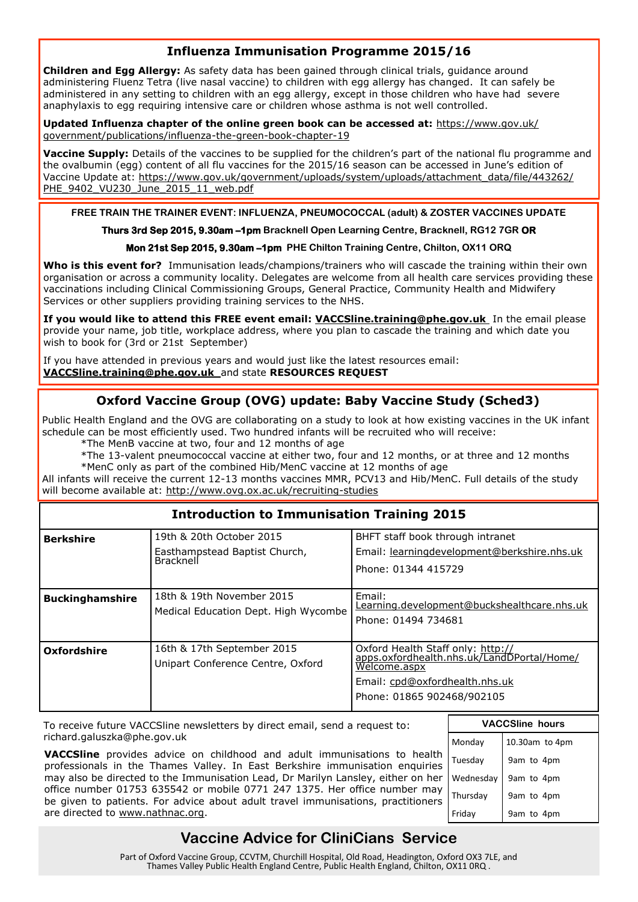## Influenza Immunisation Programme 2015/16

**Children and Egg Allergy:** As safety data has been gained through clinical trials, guidance around administering Fluenz Tetra (live nasal vaccine) to children with egg allergy has changed. It can safely be administered in any setting to children with an egg allergy, except in those children who have had severe anaphylaxis to egg requiring intensive care or children whose asthma is not well controlled.

**Updated Influenza chapter of the online green book can be accessed at:** https://www.gov.uk/government/publications/influenza-the-green-book-chapter-19

**Vaccine Supply:** Details of the vaccines to be supplied for the children's part of the national flu programme and the ovalbumin (egg) content of all flu vaccines for the 2015/16 season can be accessed in June's edition of Vaccine Update at: https://www.gov.uk/government/uploads/system/uploads/attachment_data/file/443262/PHE_9402_VU230_June_2015_11_web.pdf

**FREE TRAIN THE TRAINER EVENT: INFLUENZA, PNEUMOCOCCAL (adult) & ZOSTER VACCINES UPDATE**

**Thurs 3rd Sep 2015, 9.30am –1pm** Bracknell Open Learning Centre, Bracknell, RG12 7GR **OR**

**Mon 21st Sep 2015, 9.30am –1pm** PHE Chilton Training Centre, Chilton, OX11 ORQ

**Who is this event for?** Immunisation leads/champions/trainers who will cascade the training within their own organisation or across a community locality. Delegates are welcome from all health care services providing these vaccinations including Clinical Commissioning Groups, General Practice, Community Health and Midwifery Services or other suppliers providing training services to the NHS.

**If you would like to attend this FREE event email: VACCSline.training@phe.gov.uk** In the email please provide your name, job title, workplace address, where you plan to cascade the training and which date you wish to book for (3rd or 21st September)

If you have attended in previous years and would just like the latest resources email: **VACCSline.training@phe.gov.uk** and state **RESOURCES REQUEST**

## Oxford Vaccine Group (OVG) update: Baby Vaccine Study (Sched3)

Public Health England and the OVG are collaborating on a study to look at how existing vaccines in the UK infant schedule can be most efficiently used. Two hundred infants will be recruited who will receive:

*The MenB vaccine at two, four and 12 months of age

*The 13-valent pneumococcal vaccine at either two, four and 12 months, or at three and 12 months

*MenC only as part of the combined Hib/MenC vaccine at 12 months of age

All infants will receive the current 12-13 months vaccines MMR, PCV13 and Hib/MenC. Full details of the study will become available at: http://www.ovg.ox.ac.uk/recruiting-studies

## Introduction to Immunisation Training 2015

| | | |
|---|---|---|
| **Berkshire** | 19th & 20th October 2015<br>Easthampstead Baptist Church, Bracknell | BHFT staff book through intranet<br>Email: learningdevelopment@berkshire.nhs.uk<br>Phone: 01344 415729 |
| **Buckinghamshire** | 18th & 19th November 2015<br>Medical Education Dept. High Wycombe | Email: Learning.development@buckshealthcare.nhs.uk<br>Phone: 01494 734681 |
| **Oxfordshire** | 16th & 17th September 2015<br>Unipart Conference Centre, Oxford | Oxford Health Staff only: http://apps.oxfordhealth.nhs.uk/LandDPortal/Home/Welcome.aspx<br>Email: cpd@oxfordhealth.nhs.uk<br>Phone: 01865 902468/902105 |

To receive future VACCSline newsletters by direct email, send a request to: richard.galuszka@phe.gov.uk

**VACCSline** provides advice on childhood and adult immunisations to health professionals in the Thames Valley. In East Berkshire immunisation enquiries may also be directed to the Immunisation Lead, Dr Marilyn Lansley, either on her office number 01753 635542 or mobile 0771 247 1375. Her office number may be given to patients. For advice about adult travel immunisations, practitioners are directed to www.nathnac.org.

| VACCSline hours | |
|---|---|
| Monday | 10.30am to 4pm |
| Tuesday | 9am to 4pm |
| Wednesday | 9am to 4pm |
| Thursday | 9am to 4pm |
| Friday | 9am to 4pm |

## Vaccine Advice for CliniCians Service

Part of Oxford Vaccine Group, CCVTM, Churchill Hospital, Old Road, Headington, Oxford OX3 7LE, and Thames Valley Public Health England Centre, Public Health England, Chilton, OX11 0RQ .